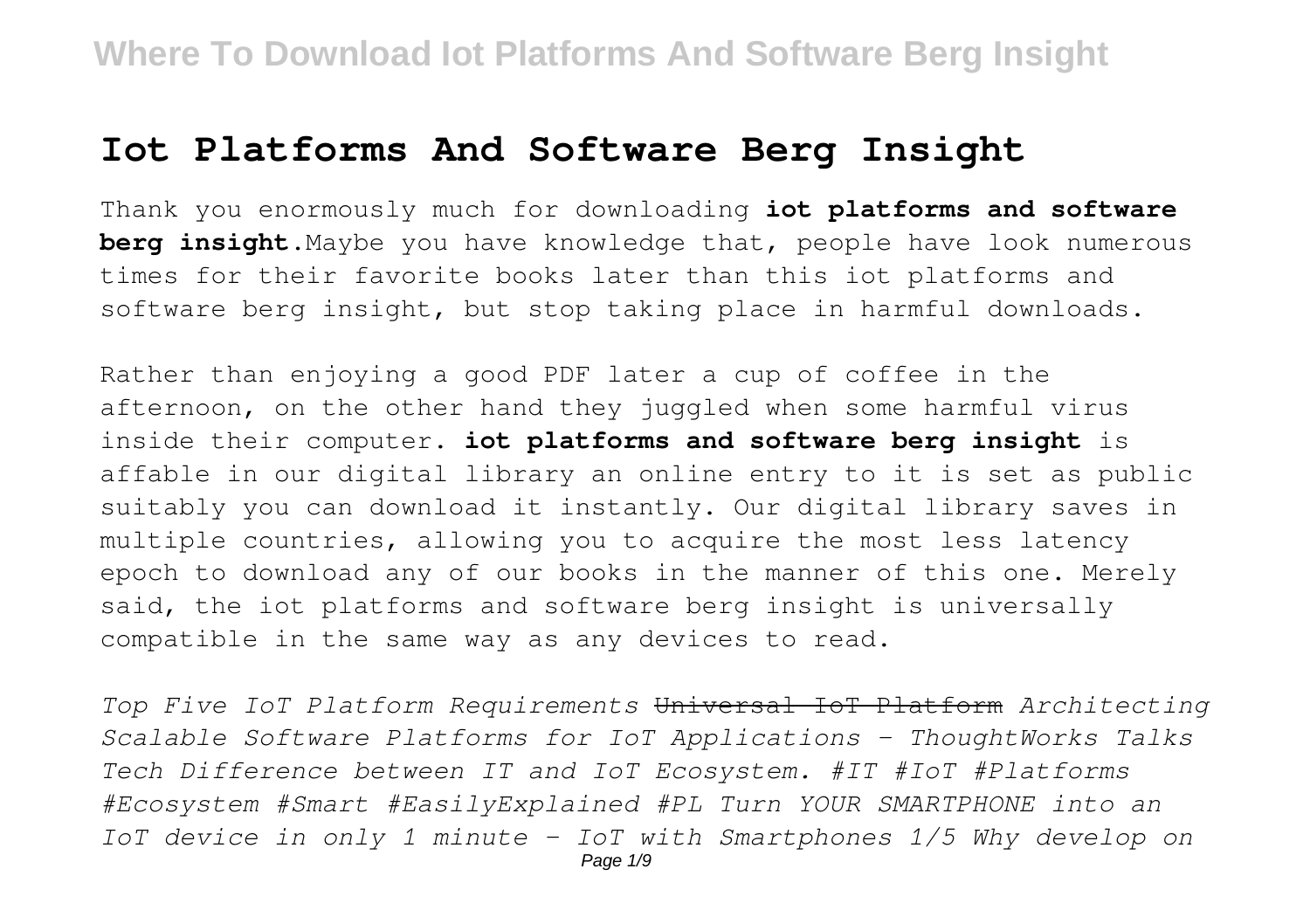# Iot Platforms And Software Berg Insight

Thank you enormously much for downloading **iot platforms and software berg insight**.Maybe you have knowledge that, people have look numerous times for their favorite books later than this iot platforms and software berg insight, but stop taking place in harmful downloads.

Rather than enjoying a good PDF later a cup of coffee in the afternoon, on the other hand they juggled when some harmful virus inside their computer. **iot platforms and software berg insight** is affable in our digital library an online entry to it is set as public suitably you can download it instantly. Our digital library saves in multiple countries, allowing you to acquire the most less latency epoch to download any of our books in the manner of this one. Merely said, the iot platforms and software berg insight is universally compatible in the same way as any devices to read.

*Top Five IoT Platform Requirements* ~~Universal IoT Platform~~ *Architecting Scalable Software Platforms for IoT Applications - ThoughtWorks Talks Tech Difference between IT and IoT Ecosystem. #IT #IoT #Platforms #Ecosystem #Smart #EasilyExplained #PL Turn YOUR SMARTPHONE into an IoT device in only 1 minute - IoT with Smartphones 1/5 Why develop on*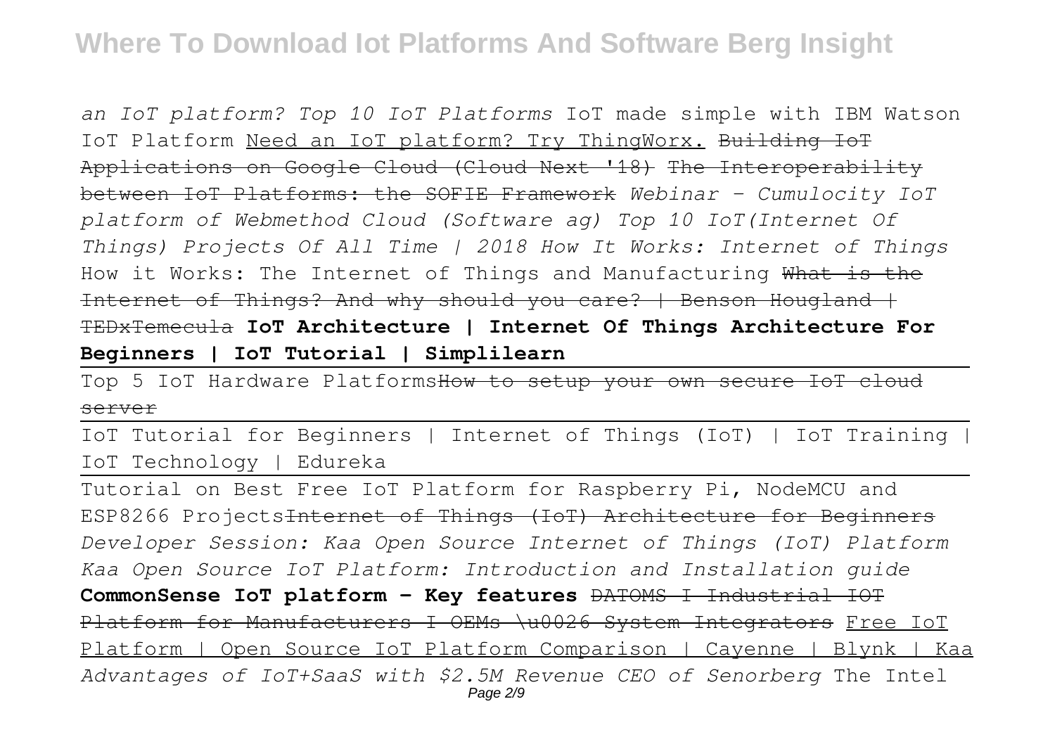*an IoT platform? Top 10 IoT Platforms* IoT made simple with IBM Watson IoT Platform Need an IoT platform? Try ThingWorx. ~~Building IoT Applications on Google Cloud (Cloud Next '18)~~ ~~The Interoperability between IoT Platforms: the SOFIE Framework~~ *Webinar - Cumulocity IoT platform of Webmethod Cloud (Software ag) Top 10 IoT(Internet Of Things) Projects Of All Time | 2018 How It Works: Internet of Things* How it Works: The Internet of Things and Manufacturing ~~What is the Internet of Things? And why should you care? | Benson Hougland | TEDxTemecula~~ **IoT Architecture | Internet Of Things Architecture For Beginners | IoT Tutorial | Simplilearn**

Top 5 IoT Hardware Platforms~~How to setup your own secure IoT cloud server~~

IoT Tutorial for Beginners | Internet of Things (IoT) | IoT Training | IoT Technology | Edureka

Tutorial on Best Free IoT Platform for Raspberry Pi, NodeMCU and ESP8266 Projects~~Internet of Things (IoT) Architecture for Beginners~~ *Developer Session: Kaa Open Source Internet of Things (IoT) Platform Kaa Open Source IoT Platform: Introduction and Installation guide* **CommonSense IoT platform - Key features** ~~DATOMS I Industrial IOT Platform for Manufacturers I OEMs \u0026 System Integrators~~ Free IoT Platform | Open Source IoT Platform Comparison | Cayenne | Blynk | Kaa *Advantages of IoT+SaaS with $2.5M Revenue CEO of Senorberg* The Intel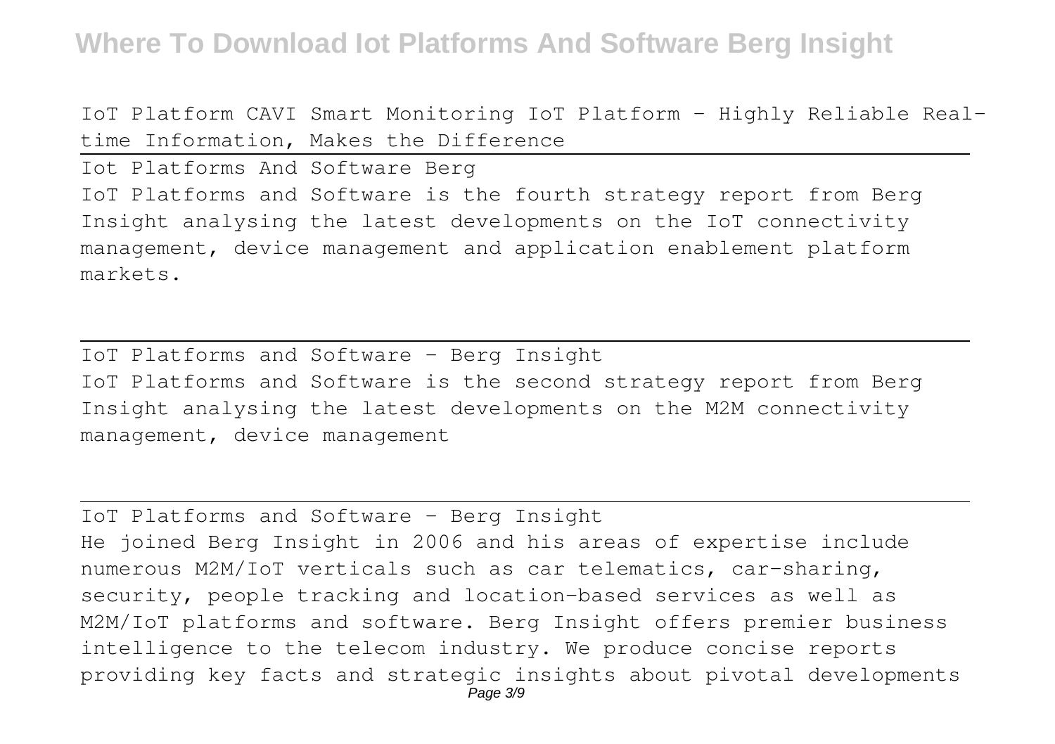IoT Platform CAVI Smart Monitoring IoT Platform - Highly Reliable Real-time Information, Makes the Difference

---

Iot Platforms And Software Berg

IoT Platforms and Software is the fourth strategy report from Berg Insight analysing the latest developments on the IoT connectivity management, device management and application enablement platform markets.

---

IoT Platforms and Software - Berg Insight

IoT Platforms and Software is the second strategy report from Berg Insight analysing the latest developments on the M2M connectivity management, device management

---

IoT Platforms and Software - Berg Insight

He joined Berg Insight in 2006 and his areas of expertise include numerous M2M/IoT verticals such as car telematics, car-sharing, security, people tracking and location-based services as well as M2M/IoT platforms and software. Berg Insight offers premier business intelligence to the telecom industry. We produce concise reports providing key facts and strategic insights about pivotal developments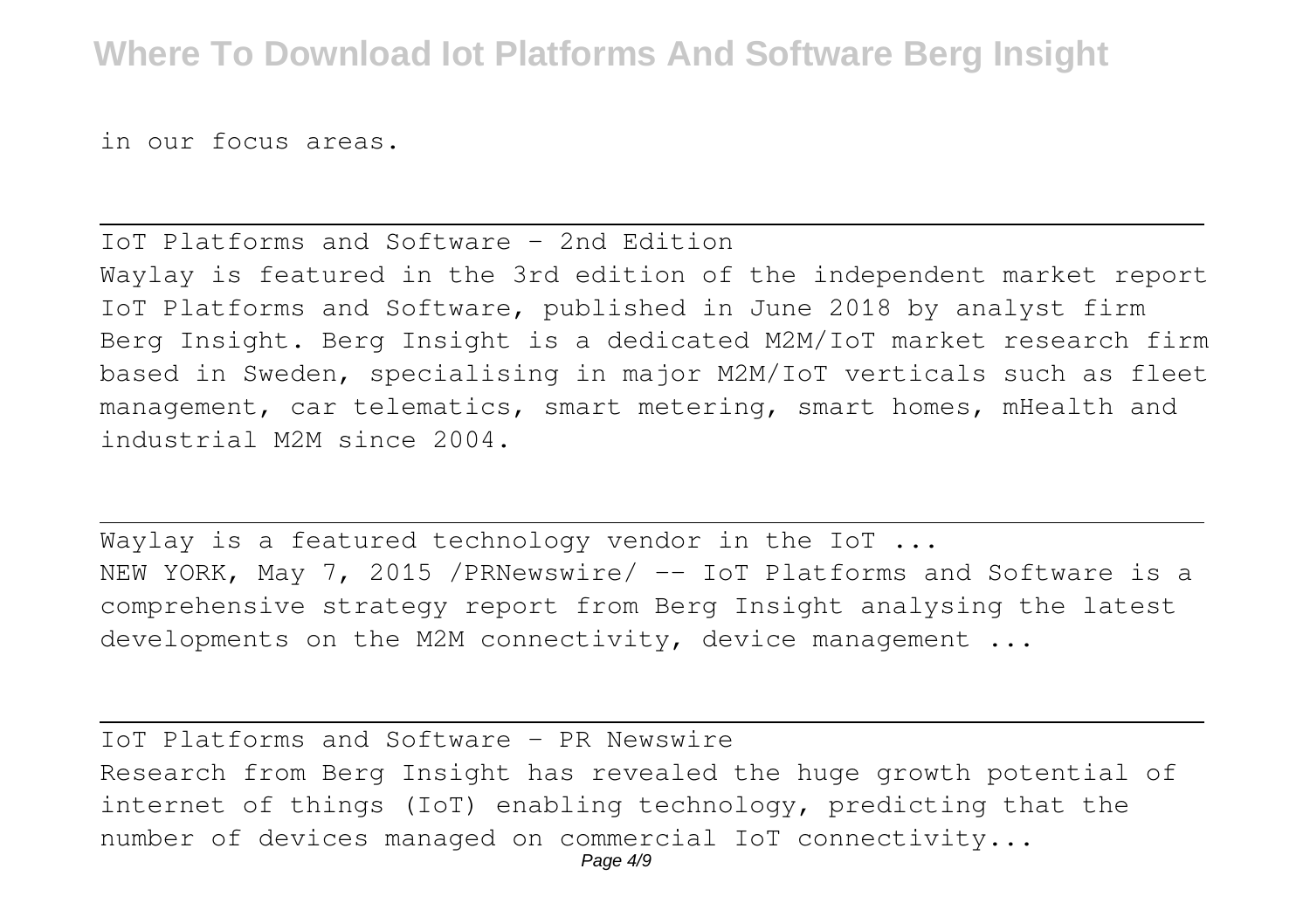in our focus areas.

---

## IoT Platforms and Software - 2nd Edition

Waylay is featured in the 3rd edition of the independent market report IoT Platforms and Software, published in June 2018 by analyst firm Berg Insight. Berg Insight is a dedicated M2M/IoT market research firm based in Sweden, specialising in major M2M/IoT verticals such as fleet management, car telematics, smart metering, smart homes, mHealth and industrial M2M since 2004.

---

## Waylay is a featured technology vendor in the IoT ...

NEW YORK, May 7, 2015 /PRNewswire/ -- IoT Platforms and Software is a comprehensive strategy report from Berg Insight analysing the latest developments on the M2M connectivity, device management ...

---

## IoT Platforms and Software - PR Newswire

Research from Berg Insight has revealed the huge growth potential of internet of things (IoT) enabling technology, predicting that the number of devices managed on commercial IoT connectivity...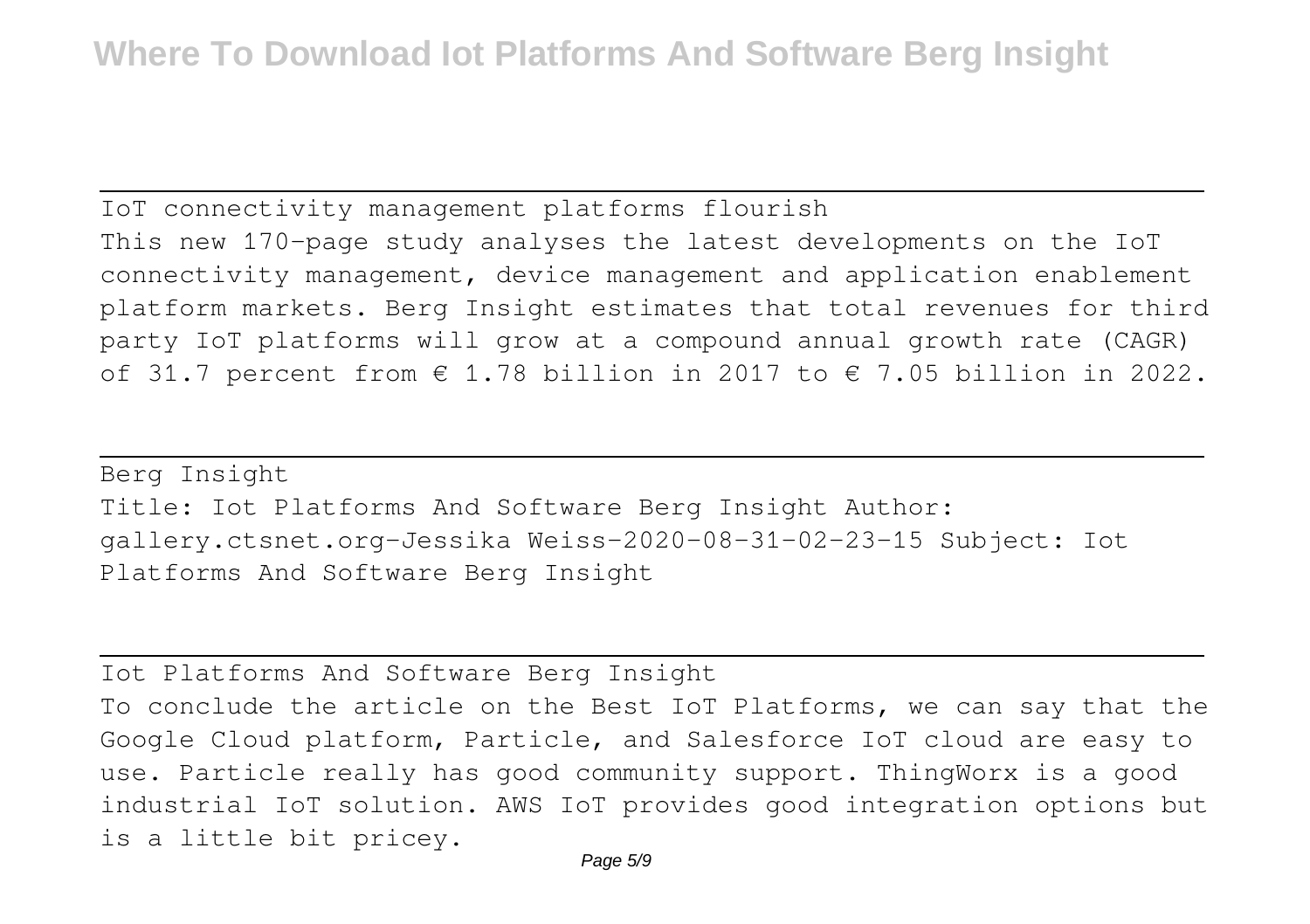IoT connectivity management platforms flourish

This new 170-page study analyses the latest developments on the IoT connectivity management, device management and application enablement platform markets. Berg Insight estimates that total revenues for third party IoT platforms will grow at a compound annual growth rate (CAGR) of 31.7 percent from € 1.78 billion in 2017 to € 7.05 billion in 2022.

Berg Insight

Title: Iot Platforms And Software Berg Insight Author: gallery.ctsnet.org-Jessika Weiss-2020-08-31-02-23-15 Subject: Iot Platforms And Software Berg Insight

Iot Platforms And Software Berg Insight

To conclude the article on the Best IoT Platforms, we can say that the Google Cloud platform, Particle, and Salesforce IoT cloud are easy to use. Particle really has good community support. ThingWorx is a good industrial IoT solution. AWS IoT provides good integration options but is a little bit pricey.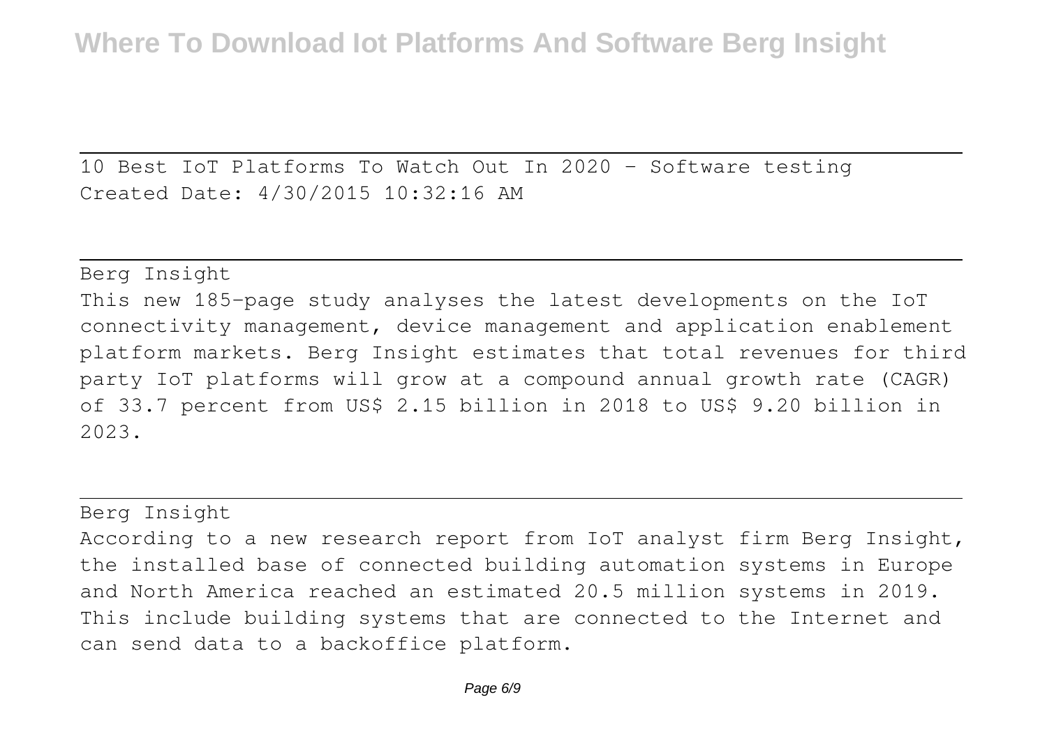10 Best IoT Platforms To Watch Out In 2020 - Software testing
Created Date: 4/30/2015 10:32:16 AM

---

Berg Insight

This new 185-page study analyses the latest developments on the IoT connectivity management, device management and application enablement platform markets. Berg Insight estimates that total revenues for third party IoT platforms will grow at a compound annual growth rate (CAGR) of 33.7 percent from US$ 2.15 billion in 2018 to US$ 9.20 billion in 2023.

---

Berg Insight

According to a new research report from IoT analyst firm Berg Insight, the installed base of connected building automation systems in Europe and North America reached an estimated 20.5 million systems in 2019. This include building systems that are connected to the Internet and can send data to a backoffice platform.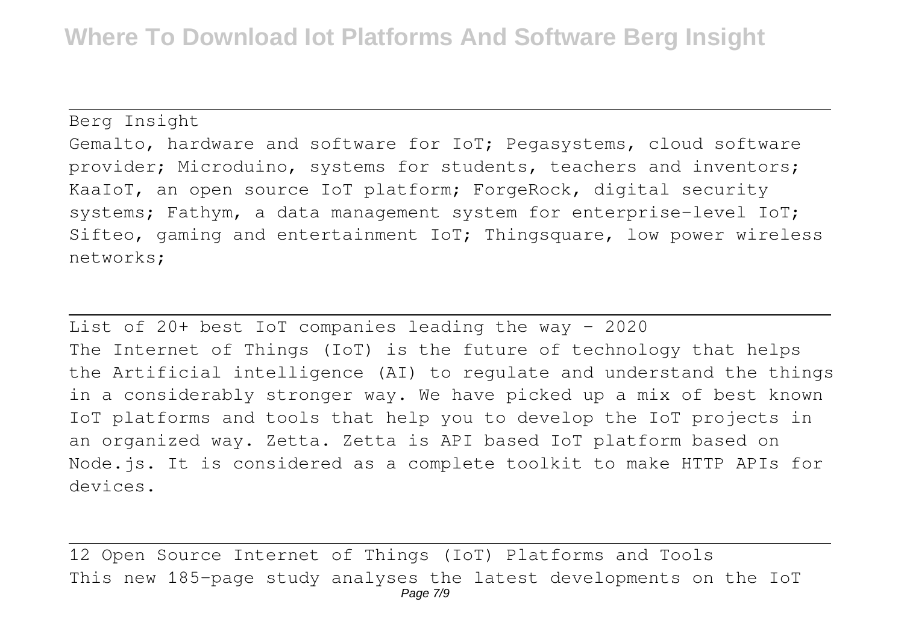Berg Insight

Gemalto, hardware and software for IoT; Pegasystems, cloud software provider; Microduino, systems for students, teachers and inventors; KaaIoT, an open source IoT platform; ForgeRock, digital security systems; Fathym, a data management system for enterprise-level IoT; Sifteo, gaming and entertainment IoT; Thingsquare, low power wireless networks;

List of 20+ best IoT companies leading the way - 2020

The Internet of Things (IoT) is the future of technology that helps the Artificial intelligence (AI) to regulate and understand the things in a considerably stronger way. We have picked up a mix of best known IoT platforms and tools that help you to develop the IoT projects in an organized way. Zetta. Zetta is API based IoT platform based on Node.js. It is considered as a complete toolkit to make HTTP APIs for devices.

12 Open Source Internet of Things (IoT) Platforms and Tools

This new 185-page study analyses the latest developments on the IoT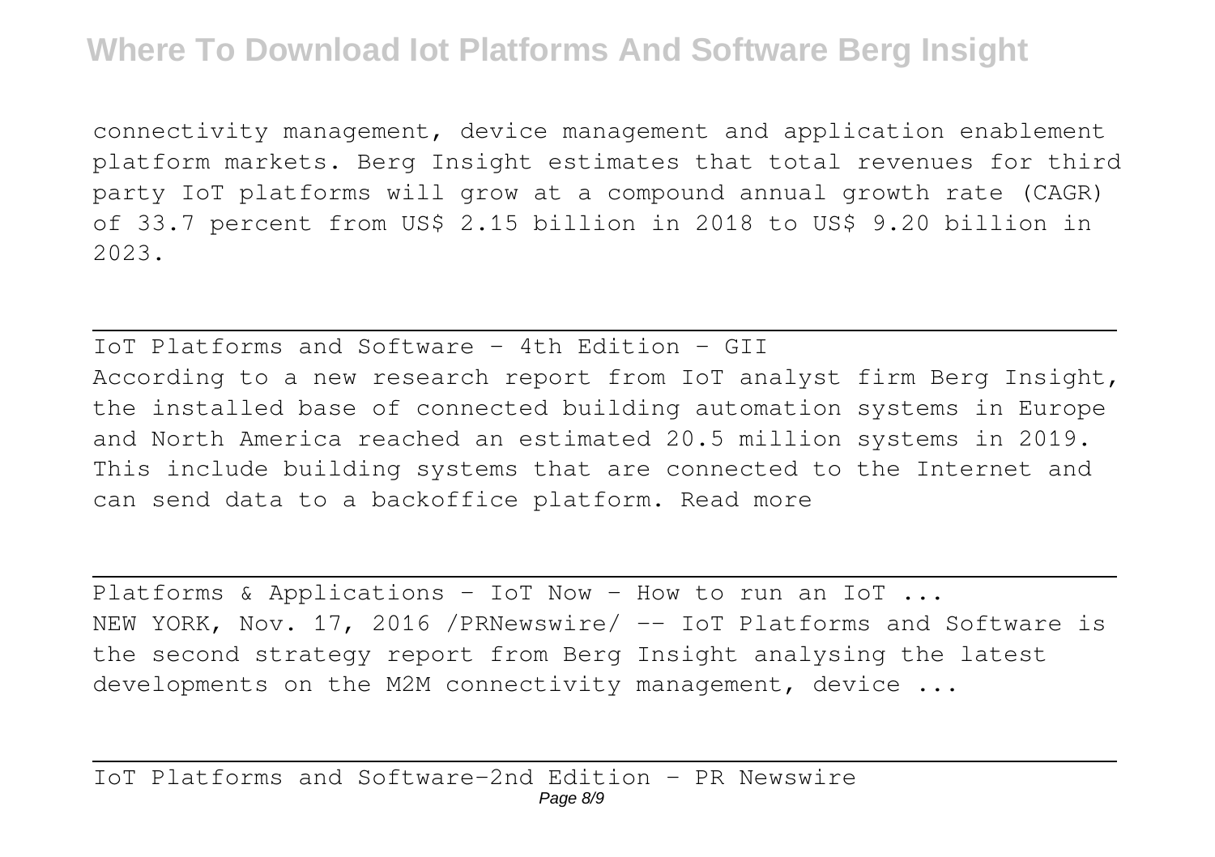connectivity management, device management and application enablement platform markets. Berg Insight estimates that total revenues for third party IoT platforms will grow at a compound annual growth rate (CAGR) of 33.7 percent from US$ 2.15 billion in 2018 to US$ 9.20 billion in 2023.

IoT Platforms and Software - 4th Edition - GII

According to a new research report from IoT analyst firm Berg Insight, the installed base of connected building automation systems in Europe and North America reached an estimated 20.5 million systems in 2019. This include building systems that are connected to the Internet and can send data to a backoffice platform. Read more

Platforms & Applications - IoT Now - How to run an IoT ...

NEW YORK, Nov. 17, 2016 /PRNewswire/ -- IoT Platforms and Software is the second strategy report from Berg Insight analysing the latest developments on the M2M connectivity management, device ...

IoT Platforms and Software-2nd Edition - PR Newswire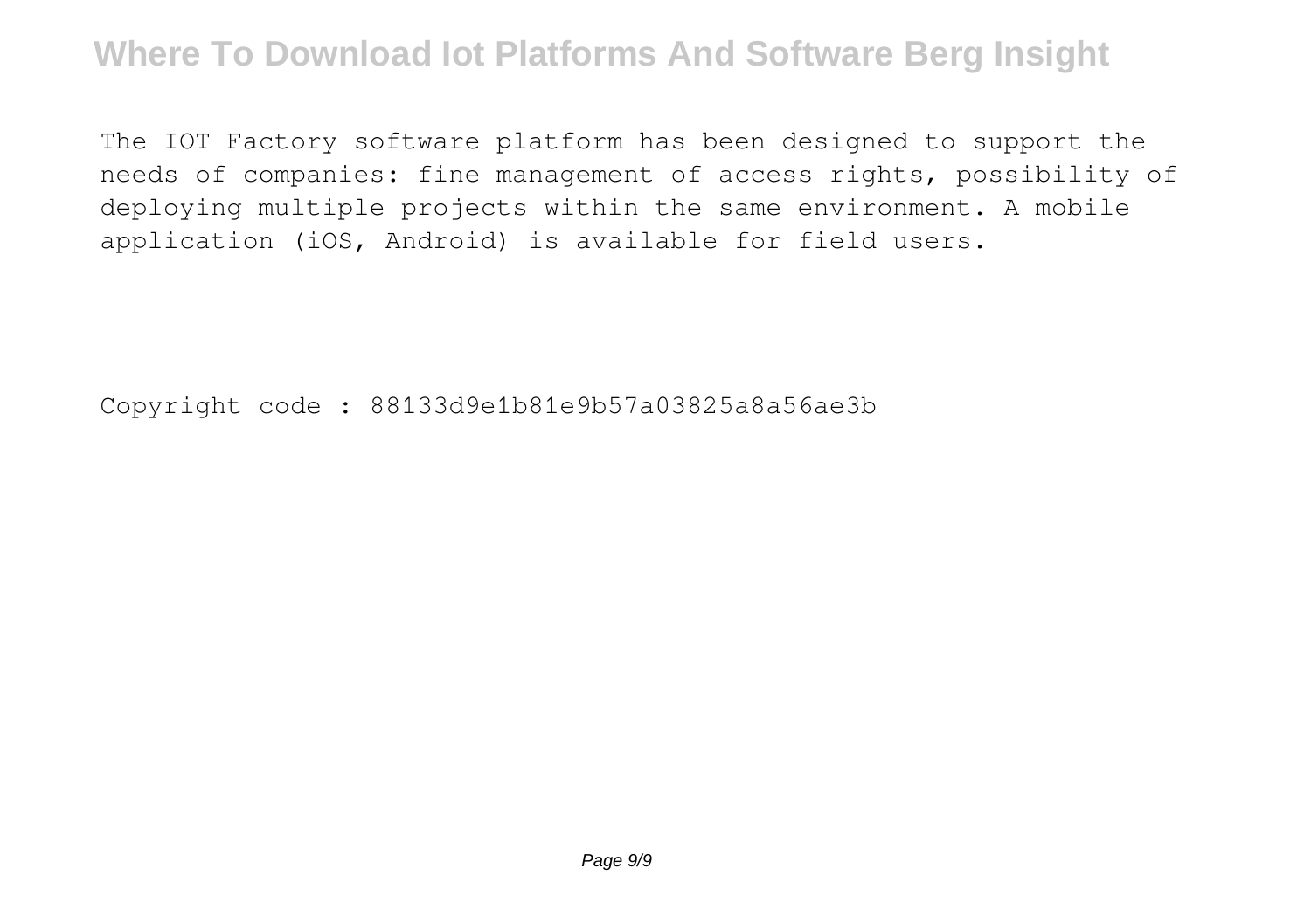The IOT Factory software platform has been designed to support the needs of companies: fine management of access rights, possibility of deploying multiple projects within the same environment. A mobile application (iOS, Android) is available for field users.

Copyright code : 88133d9e1b81e9b57a03825a8a56ae3b